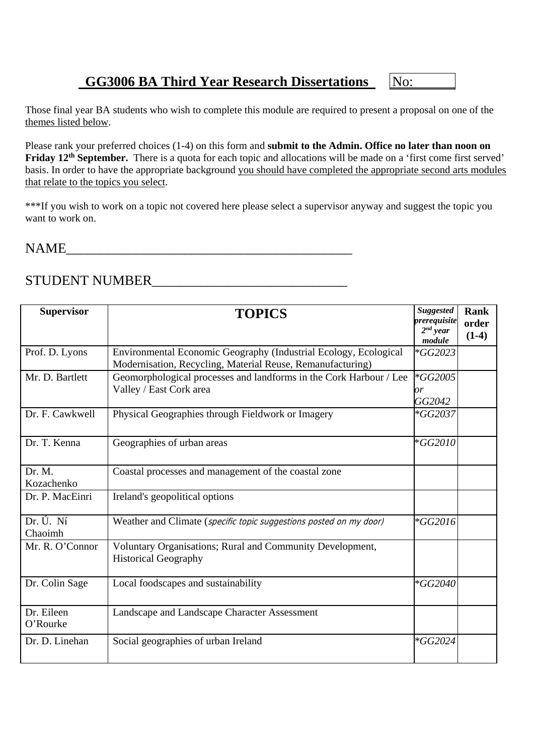## GG3006 BA Third Year Research Dissertations No: \_\_\_\_\_\_

Those final year BA students who wish to complete this module are required to present a proposal on one of the themes listed below.

Please rank your preferred choices (1-4) on this form and **submit to the Admin. Office no later than noon on Friday 12th September.** There is a quota for each topic and allocations will be made on a 'first come first served' basis. In order to have the appropriate background you should have completed the appropriate second arts modules that relate to the topics you select.

***If you wish to work on a topic not covered here please select a supervisor anyway and suggest the topic you want to work on.

NAME\_\_\_\_\_\_\_\_\_\_\_\_\_\_\_\_\_\_\_\_\_\_\_\_\_\_\_\_\_\_\_\_\_\_\_\_\_\_\_\_\_\_\_\_\_\_

STUDENT NUMBER\_\_\_\_\_\_\_\_\_\_\_\_\_\_\_\_\_\_\_\_\_\_\_\_\_\_\_\_\_\_\_\_

| Supervisor | TOPICS | *Suggested prerequisite 2nd year module* | Rank order (1-4) |
|---|---|---|---|
| Prof. D. Lyons | Environmental Economic Geography (Industrial Ecology, Ecological Modernisation, Recycling, Material Reuse, Remanufacturing) | *GG2023* | |
| Mr. D. Bartlett | Geomorphological processes and landforms in the Cork Harbour / Lee Valley / East Cork area | *GG2005 or GG2042* | |
| Dr. F. Cawkwell | Physical Geographies through Fieldwork or Imagery | *GG2037* | |
| Dr. T. Kenna | Geographies of urban areas | *GG2010* | |
| Dr. M. Kozachenko | Coastal processes and management of the coastal zone | | |
| Dr. P. MacEinri | Ireland's geopolitical options | | |
| Dr. Ú. Ní Chaoimh | Weather and Climate (*specific topic suggestions posted on my door)* | *GG2016* | |
| Mr. R. O'Connor | Voluntary Organisations; Rural and Community Development, Historical Geography | | |
| Dr. Colin Sage | Local foodscapes and sustainability | *GG2040* | |
| Dr. Eileen O'Rourke | Landscape and Landscape Character Assessment | | |
| Dr. D. Linehan | Social geographies of urban Ireland | *GG2024* | |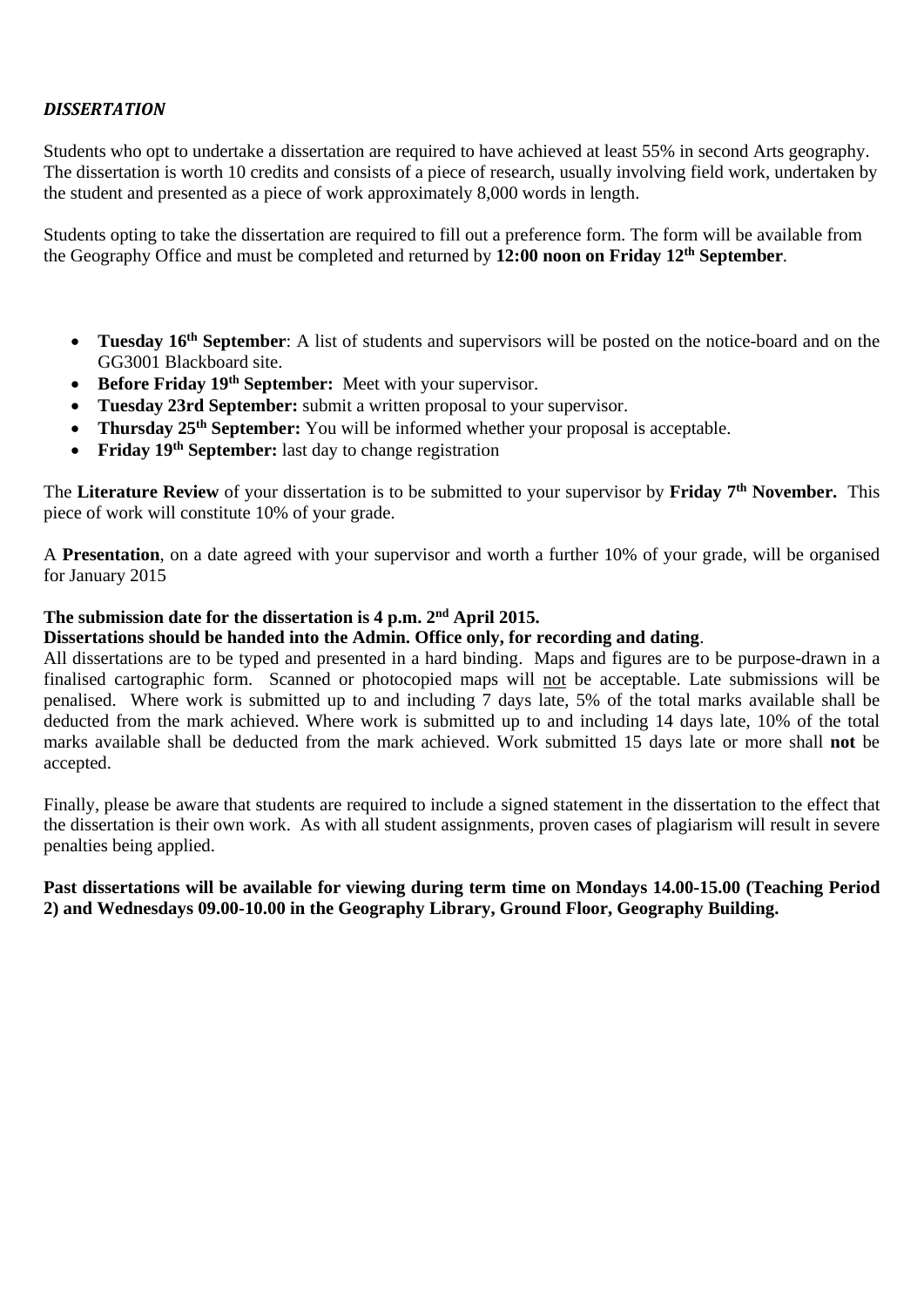***DISSERTATION***

Students who opt to undertake a dissertation are required to have achieved at least 55% in second Arts geography. The dissertation is worth 10 credits and consists of a piece of research, usually involving field work, undertaken by the student and presented as a piece of work approximately 8,000 words in length.

Students opting to take the dissertation are required to fill out a preference form. The form will be available from the Geography Office and must be completed and returned by **12:00 noon on Friday 12th September**.

- **Tuesday 16th September**: A list of students and supervisors will be posted on the notice-board and on the GG3001 Blackboard site.
- **Before Friday 19th September:** Meet with your supervisor.
- **Tuesday 23rd September:** submit a written proposal to your supervisor.
- **Thursday 25th September:** You will be informed whether your proposal is acceptable.
- **Friday 19th September:** last day to change registration

The **Literature Review** of your dissertation is to be submitted to your supervisor by **Friday 7th November.** This piece of work will constitute 10% of your grade.

A **Presentation**, on a date agreed with your supervisor and worth a further 10% of your grade, will be organised for January 2015

**The submission date for the dissertation is 4 p.m. 2nd April 2015.**
**Dissertations should be handed into the Admin. Office only, for recording and dating**.
All dissertations are to be typed and presented in a hard binding. Maps and figures are to be purpose-drawn in a finalised cartographic form. Scanned or photocopied maps will <u>not</u> be acceptable. Late submissions will be penalised. Where work is submitted up to and including 7 days late, 5% of the total marks available shall be deducted from the mark achieved. Where work is submitted up to and including 14 days late, 10% of the total marks available shall be deducted from the mark achieved. Work submitted 15 days late or more shall **not** be accepted.

Finally, please be aware that students are required to include a signed statement in the dissertation to the effect that the dissertation is their own work. As with all student assignments, proven cases of plagiarism will result in severe penalties being applied.

**Past dissertations will be available for viewing during term time on Mondays 14.00-15.00 (Teaching Period 2) and Wednesdays 09.00-10.00 in the Geography Library, Ground Floor, Geography Building.**